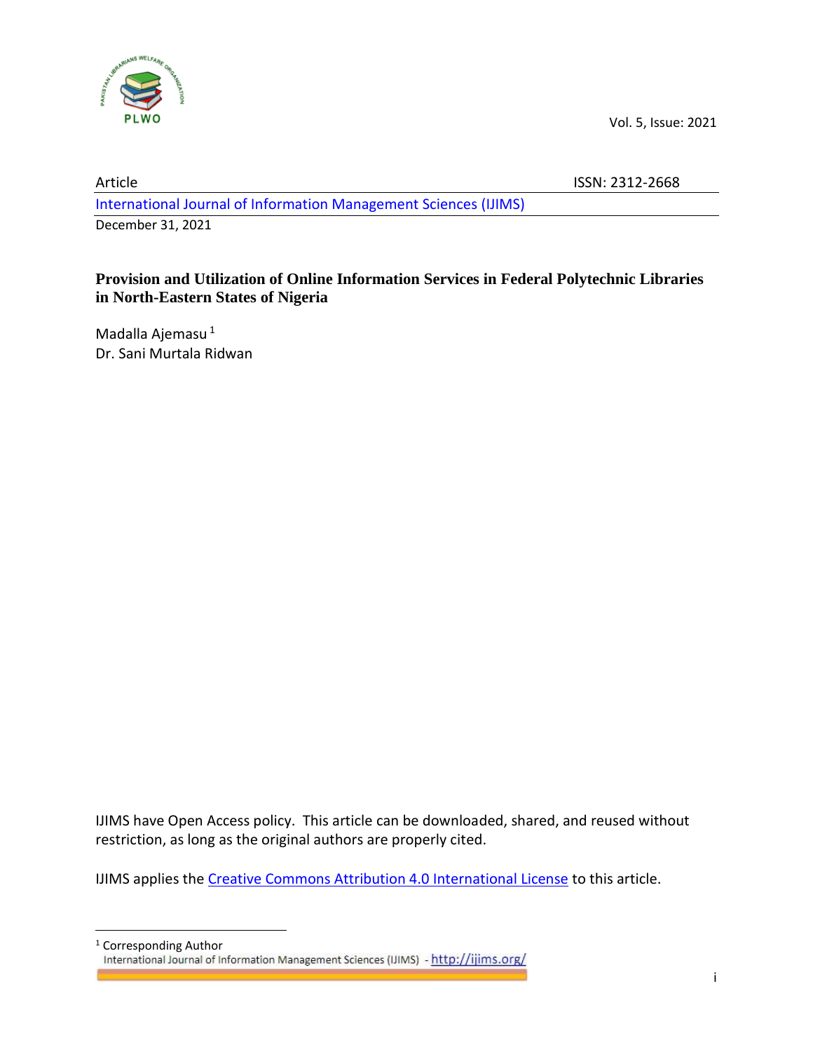Vol. 5, Issue: 2021

Article ISSN: 2312-2668

International Journal of Information Management Sciences (IJIMS)

December 31, 2021

# Provision and Utilization of Online Information Services in Federal Polytechnic Libraries in North-Eastern States of Nigeria

Madalla Ajemasu [1]
Dr. Sani Murtala Ridwan

IJIMS have Open Access policy. This article can be downloaded, shared, and reused without restriction, as long as the original authors are properly cited.

IJIMS applies the [Creative Commons Attribution 4.0 International License](https://creativecommons.org/licenses/by/4.0/) to this article.

[1] Corresponding Author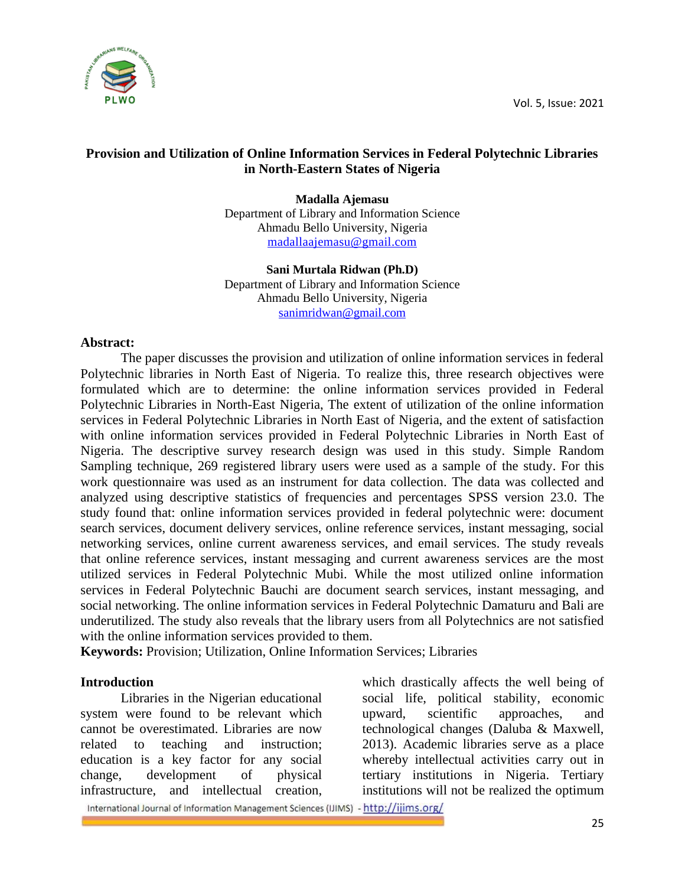# Provision and Utilization of Online Information Services in Federal Polytechnic Libraries in North-Eastern States of Nigeria

**Madalla Ajemasu**
Department of Library and Information Science
Ahmadu Bello University, Nigeria
madallaajemasu@gmail.com

**Sani Murtala Ridwan (Ph.D)**
Department of Library and Information Science
Ahmadu Bello University, Nigeria
sanimridwan@gmail.com

**Abstract:**

The paper discusses the provision and utilization of online information services in federal Polytechnic libraries in North East of Nigeria. To realize this, three research objectives were formulated which are to determine: the online information services provided in Federal Polytechnic Libraries in North-East Nigeria, The extent of utilization of the online information services in Federal Polytechnic Libraries in North East of Nigeria, and the extent of satisfaction with online information services provided in Federal Polytechnic Libraries in North East of Nigeria. The descriptive survey research design was used in this study. Simple Random Sampling technique, 269 registered library users were used as a sample of the study. For this work questionnaire was used as an instrument for data collection. The data was collected and analyzed using descriptive statistics of frequencies and percentages SPSS version 23.0. The study found that: online information services provided in federal polytechnic were: document search services, document delivery services, online reference services, instant messaging, social networking services, online current awareness services, and email services. The study reveals that online reference services, instant messaging and current awareness services are the most utilized services in Federal Polytechnic Mubi. While the most utilized online information services in Federal Polytechnic Bauchi are document search services, instant messaging, and social networking. The online information services in Federal Polytechnic Damaturu and Bali are underutilized. The study also reveals that the library users from all Polytechnics are not satisfied with the online information services provided to them.

**Keywords:** Provision; Utilization, Online Information Services; Libraries

## Introduction

Libraries in the Nigerian educational system were found to be relevant which cannot be overestimated. Libraries are now related to teaching and instruction; education is a key factor for any social change, development of physical infrastructure, and intellectual creation, which drastically affects the well being of social life, political stability, economic upward, scientific approaches, and technological changes (Daluba & Maxwell, 2013). Academic libraries serve as a place whereby intellectual activities carry out in tertiary institutions in Nigeria. Tertiary institutions will not be realized the optimum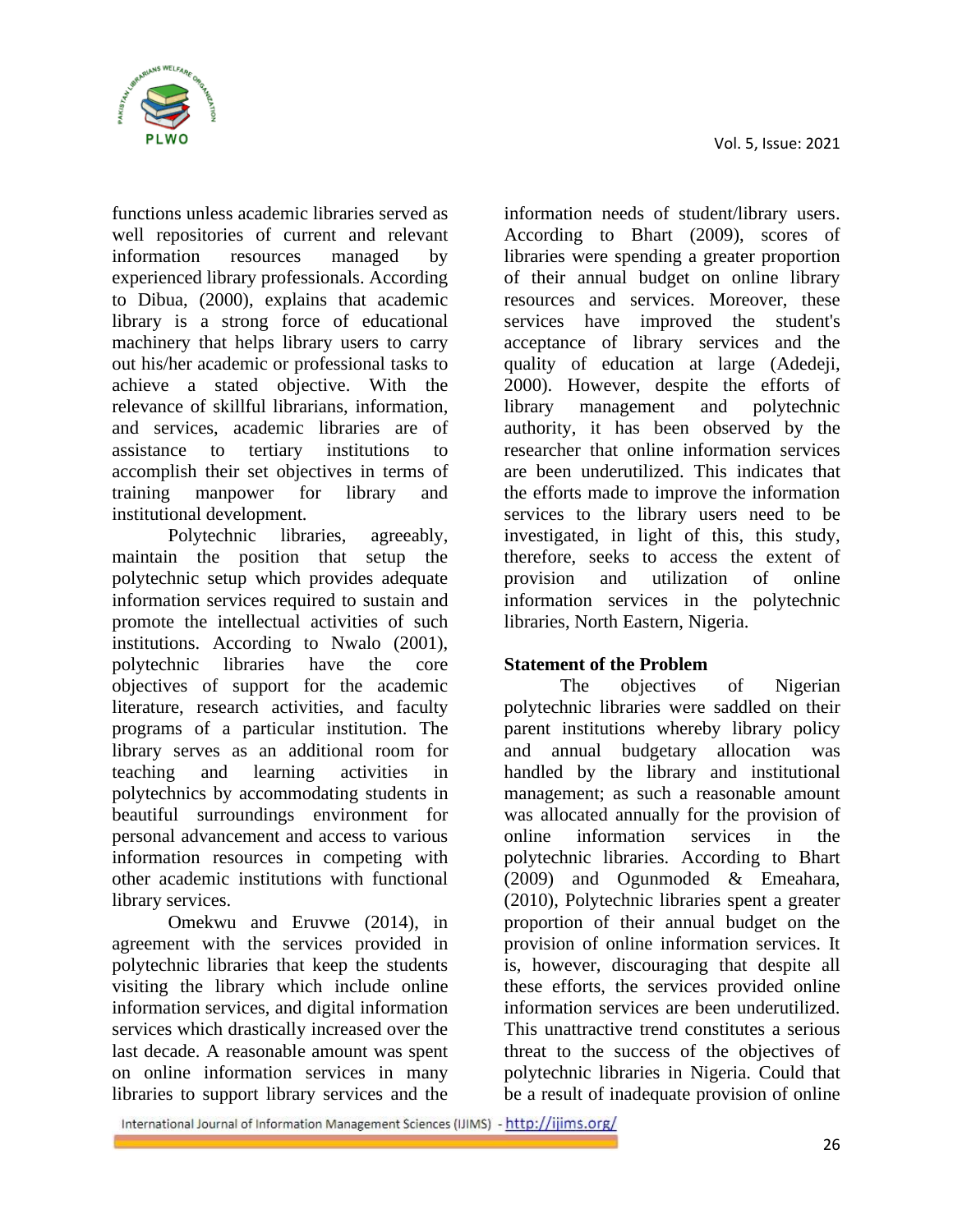functions unless academic libraries served as well repositories of current and relevant information resources managed by experienced library professionals. According to Dibua, (2000), explains that academic library is a strong force of educational machinery that helps library users to carry out his/her academic or professional tasks to achieve a stated objective. With the relevance of skillful librarians, information, and services, academic libraries are of assistance to tertiary institutions to accomplish their set objectives in terms of training manpower for library and institutional development.

Polytechnic libraries, agreeably, maintain the position that setup the polytechnic setup which provides adequate information services required to sustain and promote the intellectual activities of such institutions. According to Nwalo (2001), polytechnic libraries have the core objectives of support for the academic literature, research activities, and faculty programs of a particular institution. The library serves as an additional room for teaching and learning activities in polytechnics by accommodating students in beautiful surroundings environment for personal advancement and access to various information resources in competing with other academic institutions with functional library services.

Omekwu and Eruvwe (2014), in agreement with the services provided in polytechnic libraries that keep the students visiting the library which include online information services, and digital information services which drastically increased over the last decade. A reasonable amount was spent on online information services in many libraries to support library services and the information needs of student/library users. According to Bhart (2009), scores of libraries were spending a greater proportion of their annual budget on online library resources and services. Moreover, these services have improved the student's acceptance of library services and the quality of education at large (Adedeji, 2000). However, despite the efforts of library management and polytechnic authority, it has been observed by the researcher that online information services are been underutilized. This indicates that the efforts made to improve the information services to the library users need to be investigated, in light of this, this study, therefore, seeks to access the extent of provision and utilization of online information services in the polytechnic libraries, North Eastern, Nigeria.

## Statement of the Problem

The objectives of Nigerian polytechnic libraries were saddled on their parent institutions whereby library policy and annual budgetary allocation was handled by the library and institutional management; as such a reasonable amount was allocated annually for the provision of online information services in the polytechnic libraries. According to Bhart (2009) and Ogunmoded & Emeahara, (2010), Polytechnic libraries spent a greater proportion of their annual budget on the provision of online information services. It is, however, discouraging that despite all these efforts, the services provided online information services are been underutilized. This unattractive trend constitutes a serious threat to the success of the objectives of polytechnic libraries in Nigeria. Could that be a result of inadequate provision of online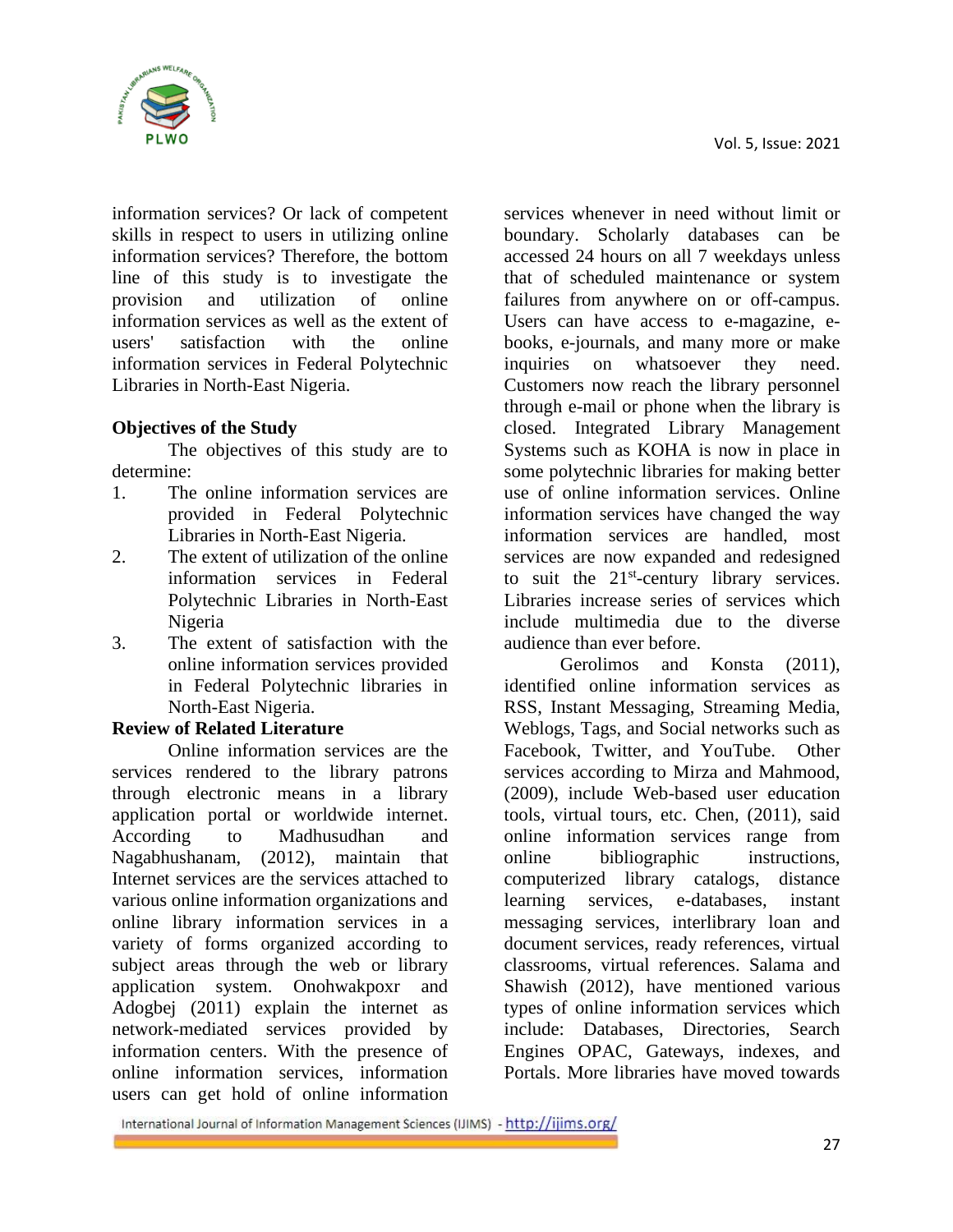information services? Or lack of competent skills in respect to users in utilizing online information services? Therefore, the bottom line of this study is to investigate the provision and utilization of online information services as well as the extent of users' satisfaction with the online information services in Federal Polytechnic Libraries in North-East Nigeria.

## Objectives of the Study

The objectives of this study are to determine:

1. The online information services are provided in Federal Polytechnic Libraries in North-East Nigeria.
2. The extent of utilization of the online information services in Federal Polytechnic Libraries in North-East Nigeria
3. The extent of satisfaction with the online information services provided in Federal Polytechnic libraries in North-East Nigeria.

## Review of Related Literature

Online information services are the services rendered to the library patrons through electronic means in a library application portal or worldwide internet. According to Madhusudhan and Nagabhushanam, (2012), maintain that Internet services are the services attached to various online information organizations and online library information services in a variety of forms organized according to subject areas through the web or library application system. Onohwakpoxr and Adogbej (2011) explain the internet as network-mediated services provided by information centers. With the presence of online information services, information users can get hold of online information services whenever in need without limit or boundary. Scholarly databases can be accessed 24 hours on all 7 weekdays unless that of scheduled maintenance or system failures from anywhere on or off-campus. Users can have access to e-magazine, e-books, e-journals, and many more or make inquiries on whatsoever they need. Customers now reach the library personnel through e-mail or phone when the library is closed. Integrated Library Management Systems such as KOHA is now in place in some polytechnic libraries for making better use of online information services. Online information services have changed the way information services are handled, most services are now expanded and redesigned to suit the 21st-century library services. Libraries increase series of services which include multimedia due to the diverse audience than ever before.

Gerolimos and Konsta (2011), identified online information services as RSS, Instant Messaging, Streaming Media, Weblogs, Tags, and Social networks such as Facebook, Twitter, and YouTube. Other services according to Mirza and Mahmood, (2009), include Web-based user education tools, virtual tours, etc. Chen, (2011), said online information services range from online bibliographic instructions, computerized library catalogs, distance learning services, e-databases, instant messaging services, interlibrary loan and document services, ready references, virtual classrooms, virtual references. Salama and Shawish (2012), have mentioned various types of online information services which include: Databases, Directories, Search Engines OPAC, Gateways, indexes, and Portals. More libraries have moved towards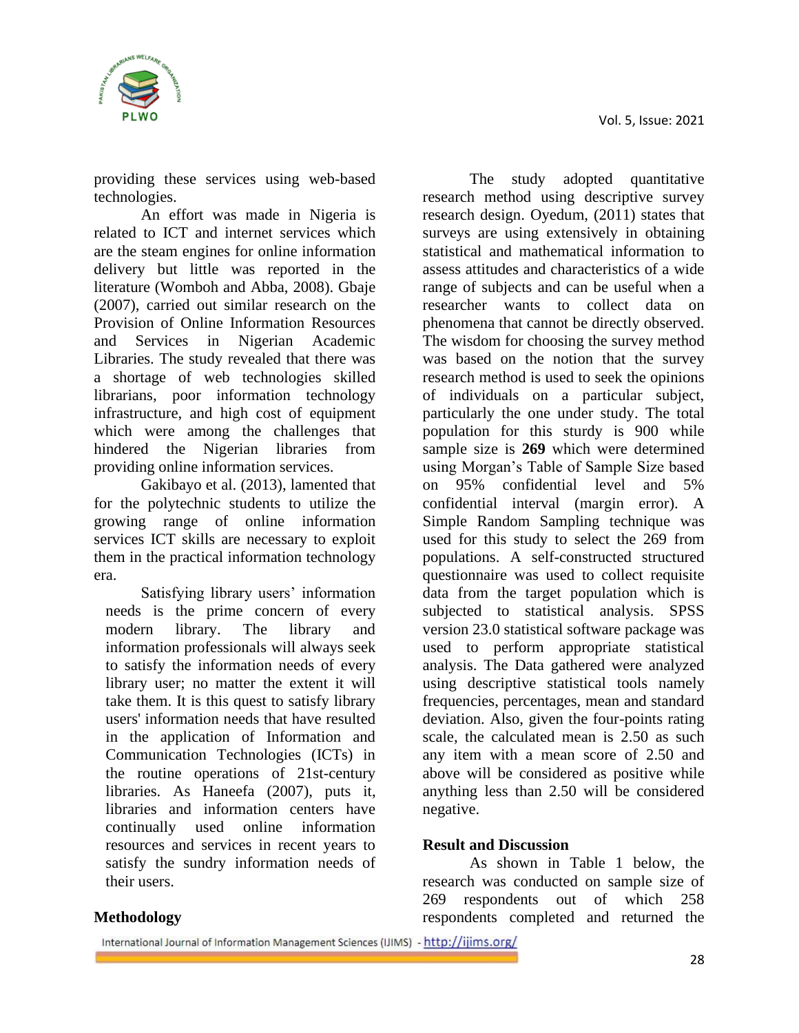providing these services using web-based technologies.

An effort was made in Nigeria is related to ICT and internet services which are the steam engines for online information delivery but little was reported in the literature (Womboh and Abba, 2008). Gbaje (2007), carried out similar research on the Provision of Online Information Resources and Services in Nigerian Academic Libraries. The study revealed that there was a shortage of web technologies skilled librarians, poor information technology infrastructure, and high cost of equipment which were among the challenges that hindered the Nigerian libraries from providing online information services.

Gakibayo et al. (2013), lamented that for the polytechnic students to utilize the growing range of online information services ICT skills are necessary to exploit them in the practical information technology era.

Satisfying library users' information needs is the prime concern of every modern library. The library and information professionals will always seek to satisfy the information needs of every library user; no matter the extent it will take them. It is this quest to satisfy library users' information needs that have resulted in the application of Information and Communication Technologies (ICTs) in the routine operations of 21st-century libraries. As Haneefa (2007), puts it, libraries and information centers have continually used online information resources and services in recent years to satisfy the sundry information needs of their users.

## Methodology

The study adopted quantitative research method using descriptive survey research design. Oyedum, (2011) states that surveys are using extensively in obtaining statistical and mathematical information to assess attitudes and characteristics of a wide range of subjects and can be useful when a researcher wants to collect data on phenomena that cannot be directly observed. The wisdom for choosing the survey method was based on the notion that the survey research method is used to seek the opinions of individuals on a particular subject, particularly the one under study. The total population for this sturdy is 900 while sample size is **269** which were determined using Morgan's Table of Sample Size based on 95% confidential level and 5% confidential interval (margin error). A Simple Random Sampling technique was used for this study to select the 269 from populations. A self-constructed structured questionnaire was used to collect requisite data from the target population which is subjected to statistical analysis. SPSS version 23.0 statistical software package was used to perform appropriate statistical analysis. The Data gathered were analyzed using descriptive statistical tools namely frequencies, percentages, mean and standard deviation. Also, given the four-points rating scale, the calculated mean is 2.50 as such any item with a mean score of 2.50 and above will be considered as positive while anything less than 2.50 will be considered negative.

## Result and Discussion

As shown in Table 1 below, the research was conducted on sample size of 269 respondents out of which 258 respondents completed and returned the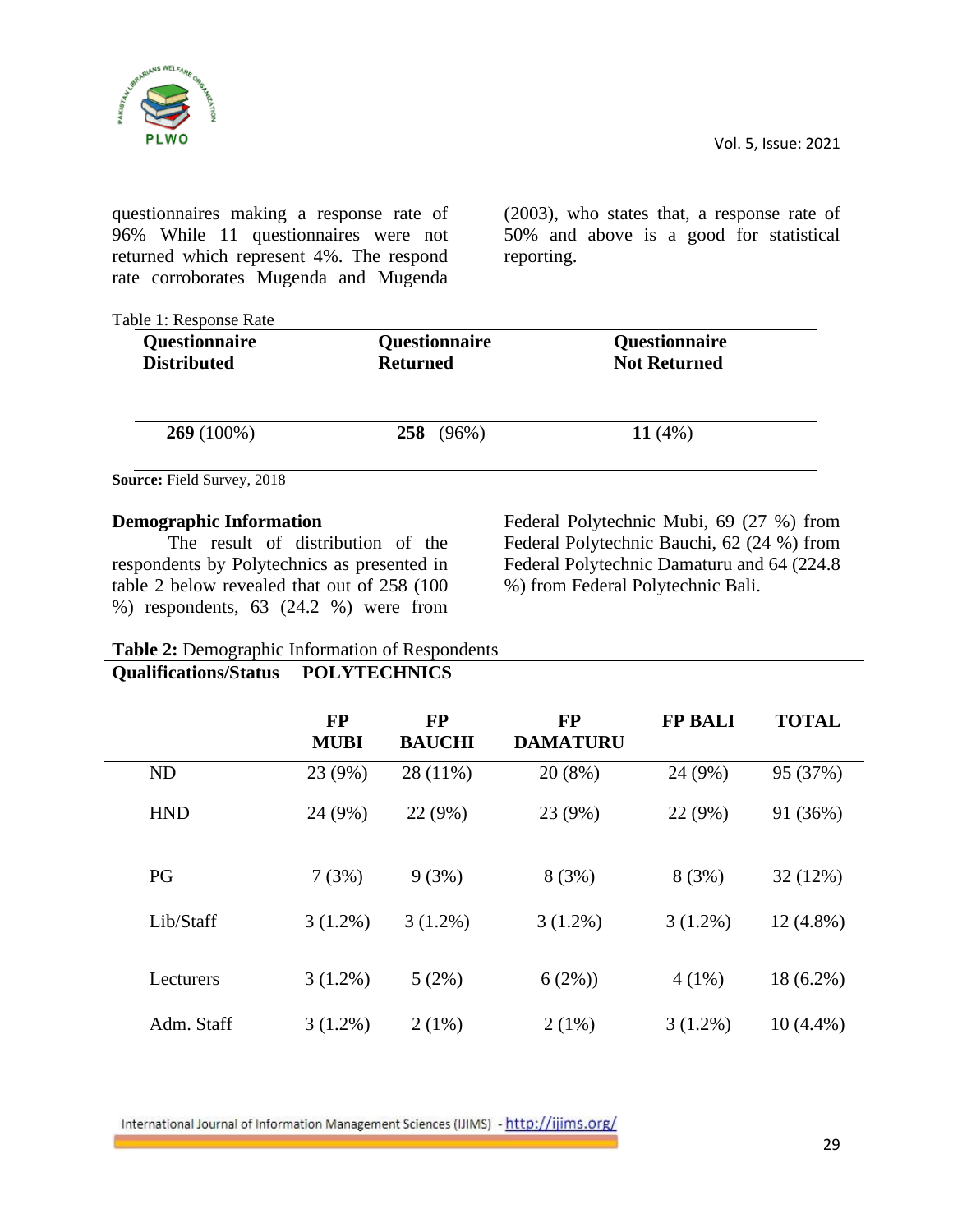questionnaires making a response rate of 96% While 11 questionnaires were not returned which represent 4%. The respond rate corroborates Mugenda and Mugenda (2003), who states that, a response rate of 50% and above is a good for statistical reporting.

Table 1: Response Rate

| Questionnaire Distributed | Questionnaire Returned | Questionnaire Not Returned |
|---|---|---|
| **269** (100%) | **258** (96%) | **11** (4%) |

**Source:** Field Survey, 2018

**Demographic Information**

The result of distribution of the respondents by Polytechnics as presented in table 2 below revealed that out of 258 (100 %) respondents, 63 (24.2 %) were from Federal Polytechnic Mubi, 69 (27 %) from Federal Polytechnic Bauchi, 62 (24 %) from Federal Polytechnic Damaturu and 64 (224.8 %) from Federal Polytechnic Bali.

**Table 2:** Demographic Information of Respondents

| **Qualifications/Status** | **POLYTECHNICS** | | | | |
|---|---|---|---|---|---|
| | **FP MUBI** | **FP BAUCHI** | **FP DAMATURU** | **FP BALI** | **TOTAL** |
| ND | 23 (9%) | 28 (11%) | 20 (8%) | 24 (9%) | 95 (37%) |
| HND | 24 (9%) | 22 (9%) | 23 (9%) | 22 (9%) | 91 (36%) |
| PG | 7 (3%) | 9 (3%) | 8 (3%) | 8 (3%) | 32 (12%) |
| Lib/Staff | 3 (1.2%) | 3 (1.2%) | 3 (1.2%) | 3 (1.2%) | 12 (4.8%) |
| Lecturers | 3 (1.2%) | 5 (2%) | 6 (2%)) | 4 (1%) | 18 (6.2%) |
| Adm. Staff | 3 (1.2%) | 2 (1%) | 2 (1%) | 3 (1.2%) | 10 (4.4%) |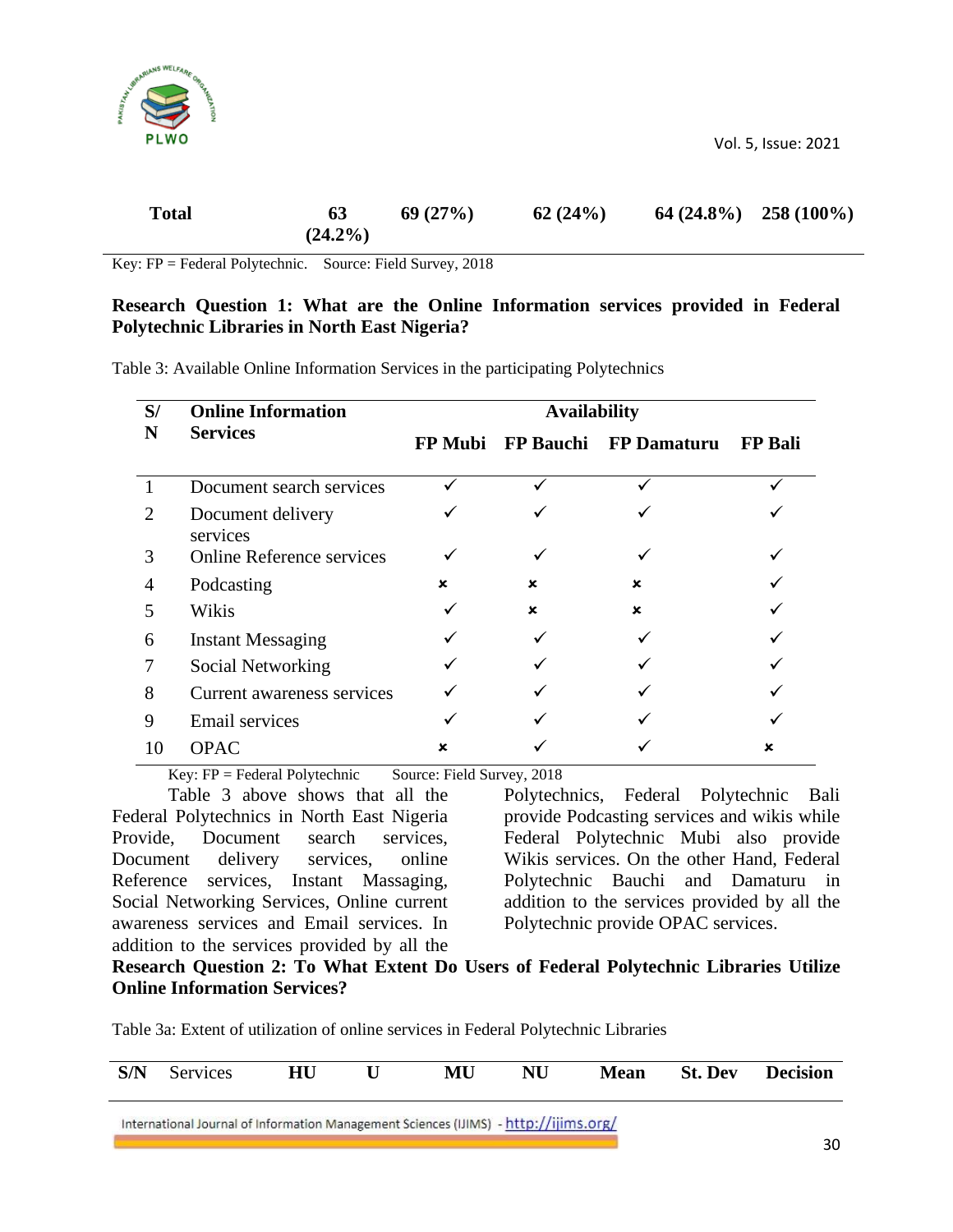| Total | 63 (24.2%) | 69 (27%) | 62 (24%) | 64 (24.8%) | 258 (100%) |
|---|---|---|---|---|---|

Key: FP = Federal Polytechnic. Source: Field Survey, 2018

**Research Question 1: What are the Online Information services provided in Federal Polytechnic Libraries in North East Nigeria?**

Table 3: Available Online Information Services in the participating Polytechnics

| S/N | Online Information Services | Availability | | | |
|---|---|---|---|---|---|
| | | FP Mubi | FP Bauchi | FP Damaturu | FP Bali |
| 1 | Document search services | ✓ | ✓ | ✓ | ✓ |
| 2 | Document delivery services | ✓ | ✓ | ✓ | ✓ |
| 3 | Online Reference services | ✓ | ✓ | ✓ | ✓ |
| 4 | Podcasting | × | × | × | ✓ |
| 5 | Wikis | ✓ | × | × | ✓ |
| 6 | Instant Messaging | ✓ | ✓ | ✓ | ✓ |
| 7 | Social Networking | ✓ | ✓ | ✓ | ✓ |
| 8 | Current awareness services | ✓ | ✓ | ✓ | ✓ |
| 9 | Email services | ✓ | ✓ | ✓ | ✓ |
| 10 | OPAC | × | ✓ | ✓ | × |

Key: FP = Federal Polytechnic Source: Field Survey, 2018

Table 3 above shows that all the Federal Polytechnics in North East Nigeria Provide, Document search services, Document delivery services, online Reference services, Instant Massaging, Social Networking Services, Online current awareness services and Email services. In addition to the services provided by all the Polytechnics, Federal Polytechnic Bali provide Podcasting services and wikis while Federal Polytechnic Mubi also provide Wikis services. On the other Hand, Federal Polytechnic Bauchi and Damaturu in addition to the services provided by all the Polytechnic provide OPAC services.

**Research Question 2: To What Extent Do Users of Federal Polytechnic Libraries Utilize Online Information Services?**

Table 3a: Extent of utilization of online services in Federal Polytechnic Libraries

| S/N | Services | HU | U | MU | NU | Mean | St. Dev | Decision |
|---|---|---|---|---|---|---|---|---|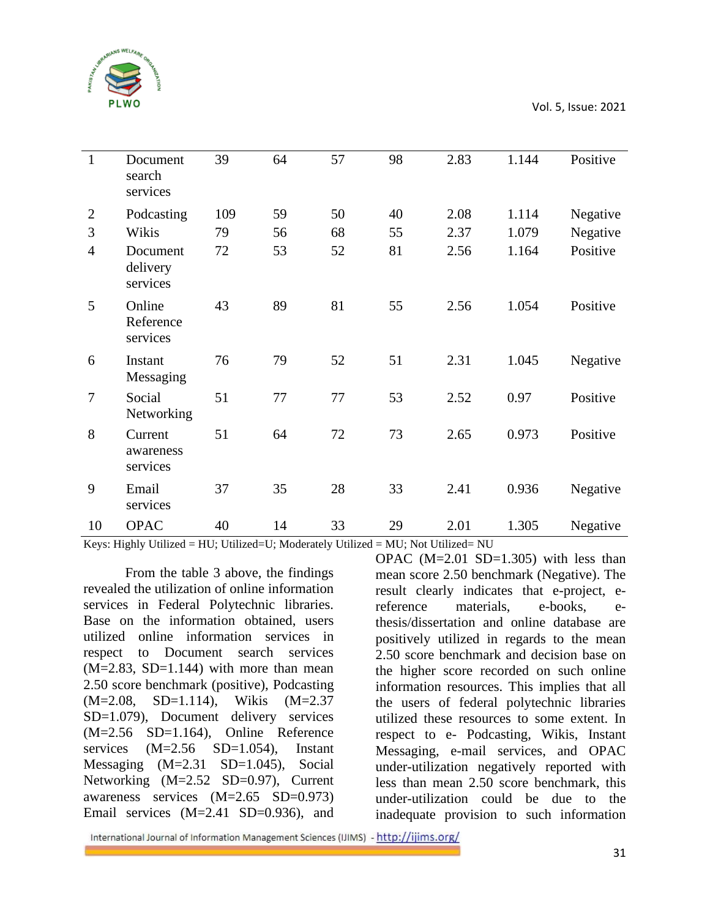| | | | | | | | | |
|---|---|---|---|---|---|---|---|---|
| 1 | Document search services | 39 | 64 | 57 | 98 | 2.83 | 1.144 | Positive |
| 2 | Podcasting | 109 | 59 | 50 | 40 | 2.08 | 1.114 | Negative |
| 3 | Wikis | 79 | 56 | 68 | 55 | 2.37 | 1.079 | Negative |
| 4 | Document delivery services | 72 | 53 | 52 | 81 | 2.56 | 1.164 | Positive |
| 5 | Online Reference services | 43 | 89 | 81 | 55 | 2.56 | 1.054 | Positive |
| 6 | Instant Messaging | 76 | 79 | 52 | 51 | 2.31 | 1.045 | Negative |
| 7 | Social Networking | 51 | 77 | 77 | 53 | 2.52 | 0.97 | Positive |
| 8 | Current awareness services | 51 | 64 | 72 | 73 | 2.65 | 0.973 | Positive |
| 9 | Email services | 37 | 35 | 28 | 33 | 2.41 | 0.936 | Negative |
| 10 | OPAC | 40 | 14 | 33 | 29 | 2.01 | 1.305 | Negative |

Keys: Highly Utilized = HU; Utilized=U; Moderately Utilized = MU; Not Utilized= NU

From the table 3 above, the findings revealed the utilization of online information services in Federal Polytechnic libraries. Base on the information obtained, users utilized online information services in respect to Document search services (M=2.83, SD=1.144) with more than mean 2.50 score benchmark (positive), Podcasting (M=2.08, SD=1.114), Wikis (M=2.37 SD=1.079), Document delivery services (M=2.56 SD=1.164), Online Reference services (M=2.56 SD=1.054), Instant Messaging (M=2.31 SD=1.045), Social Networking (M=2.52 SD=0.97), Current awareness services (M=2.65 SD=0.973) Email services (M=2.41 SD=0.936), and OPAC (M=2.01 SD=1.305) with less than mean score 2.50 benchmark (Negative). The result clearly indicates that e-project, e-reference materials, e-books, e-thesis/dissertation and online database are positively utilized in regards to the mean 2.50 score benchmark and decision base on the higher score recorded on such online information resources. This implies that all the users of federal polytechnic libraries utilized these resources to some extent. In respect to e- Podcasting, Wikis, Instant Messaging, e-mail services, and OPAC under-utilization negatively reported with less than mean 2.50 score benchmark, this under-utilization could be due to the inadequate provision to such information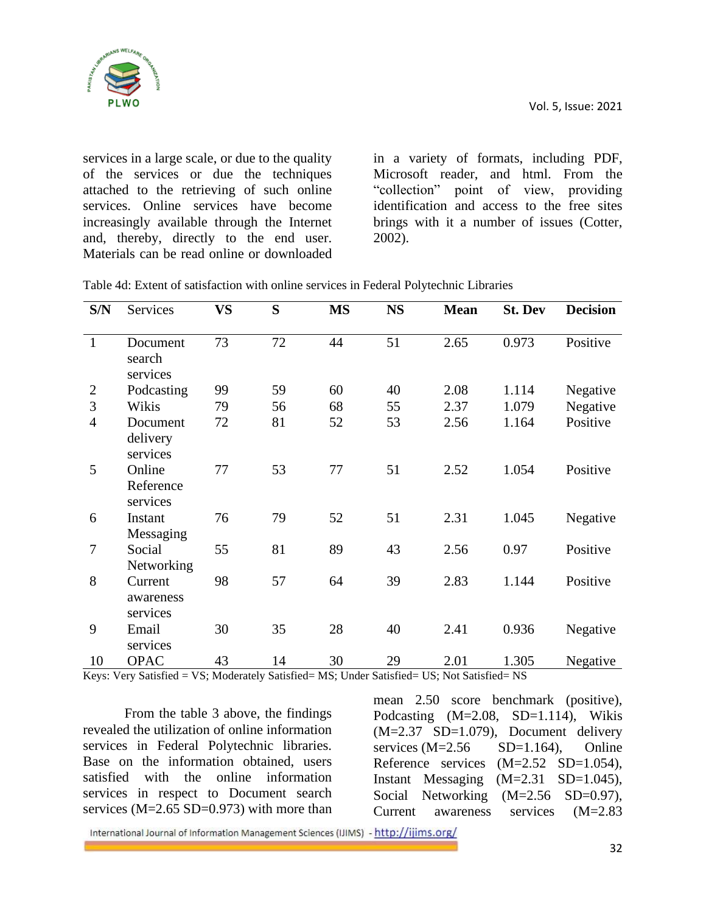services in a large scale, or due to the quality of the services or due the techniques attached to the retrieving of such online services. Online services have become increasingly available through the Internet and, thereby, directly to the end user. Materials can be read online or downloaded in a variety of formats, including PDF, Microsoft reader, and html. From the "collection" point of view, providing identification and access to the free sites brings with it a number of issues (Cotter, 2002).

Table 4d: Extent of satisfaction with online services in Federal Polytechnic Libraries

| S/N | Services | VS | S | MS | NS | Mean | St. Dev | Decision |
|---|---|---|---|---|---|---|---|---|
| 1 | Document search services | 73 | 72 | 44 | 51 | 2.65 | 0.973 | Positive |
| 2 | Podcasting | 99 | 59 | 60 | 40 | 2.08 | 1.114 | Negative |
| 3 | Wikis | 79 | 56 | 68 | 55 | 2.37 | 1.079 | Negative |
| 4 | Document delivery services | 72 | 81 | 52 | 53 | 2.56 | 1.164 | Positive |
| 5 | Online Reference services | 77 | 53 | 77 | 51 | 2.52 | 1.054 | Positive |
| 6 | Instant Messaging | 76 | 79 | 52 | 51 | 2.31 | 1.045 | Negative |
| 7 | Social Networking | 55 | 81 | 89 | 43 | 2.56 | 0.97 | Positive |
| 8 | Current awareness services | 98 | 57 | 64 | 39 | 2.83 | 1.144 | Positive |
| 9 | Email services | 30 | 35 | 28 | 40 | 2.41 | 0.936 | Negative |
| 10 | OPAC | 43 | 14 | 30 | 29 | 2.01 | 1.305 | Negative |

Keys: Very Satisfied = VS; Moderately Satisfied= MS; Under Satisfied= US; Not Satisfied= NS

From the table 3 above, the findings revealed the utilization of online information services in Federal Polytechnic libraries. Base on the information obtained, users satisfied with the online information services in respect to Document search services (M=2.65 SD=0.973) with more than mean 2.50 score benchmark (positive), Podcasting (M=2.08, SD=1.114), Wikis (M=2.37 SD=1.079), Document delivery services (M=2.56 SD=1.164), Online Reference services (M=2.52 SD=1.054), Instant Messaging (M=2.31 SD=1.045), Social Networking (M=2.56 SD=0.97), Current awareness services (M=2.83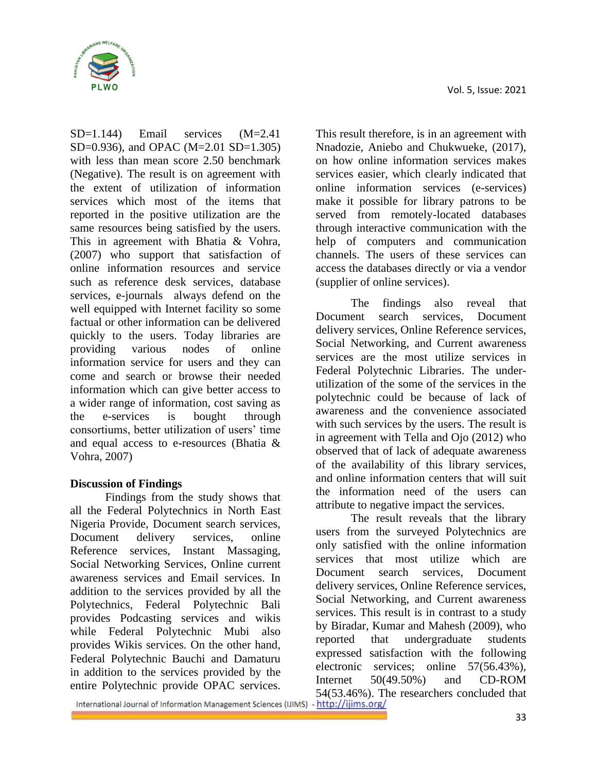SD=1.144) Email services (M=2.41 SD=0.936), and OPAC (M=2.01 SD=1.305) with less than mean score 2.50 benchmark (Negative). The result is on agreement with the extent of utilization of information services which most of the items that reported in the positive utilization are the same resources being satisfied by the users. This in agreement with Bhatia & Vohra, (2007) who support that satisfaction of online information resources and service such as reference desk services, database services, e-journals always defend on the well equipped with Internet facility so some factual or other information can be delivered quickly to the users. Today libraries are providing various nodes of online information service for users and they can come and search or browse their needed information which can give better access to a wider range of information, cost saving as the e-services is bought through consortiums, better utilization of users' time and equal access to e-resources (Bhatia & Vohra, 2007)

## Discussion of Findings

Findings from the study shows that all the Federal Polytechnics in North East Nigeria Provide, Document search services, Document delivery services, online Reference services, Instant Massaging, Social Networking Services, Online current awareness services and Email services. In addition to the services provided by all the Polytechnics, Federal Polytechnic Bali provides Podcasting services and wikis while Federal Polytechnic Mubi also provides Wikis services. On the other hand, Federal Polytechnic Bauchi and Damaturu in addition to the services provided by the entire Polytechnic provide OPAC services. This result therefore, is in an agreement with Nnadozie, Aniebo and Chukwueke, (2017), on how online information services makes services easier, which clearly indicated that online information services (e-services) make it possible for library patrons to be served from remotely-located databases through interactive communication with the help of computers and communication channels. The users of these services can access the databases directly or via a vendor (supplier of online services).

The findings also reveal that Document search services, Document delivery services, Online Reference services, Social Networking, and Current awareness services are the most utilize services in Federal Polytechnic Libraries. The under-utilization of the some of the services in the polytechnic could be because of lack of awareness and the convenience associated with such services by the users. The result is in agreement with Tella and Ojo (2012) who observed that of lack of adequate awareness of the availability of this library services, and online information centers that will suit the information need of the users can attribute to negative impact the services.

The result reveals that the library users from the surveyed Polytechnics are only satisfied with the online information services that most utilize which are Document search services, Document delivery services, Online Reference services, Social Networking, and Current awareness services. This result is in contrast to a study by Biradar, Kumar and Mahesh (2009), who reported that undergraduate students expressed satisfaction with the following electronic services; online 57(56.43%), Internet 50(49.50%) and CD-ROM 54(53.46%). The researchers concluded that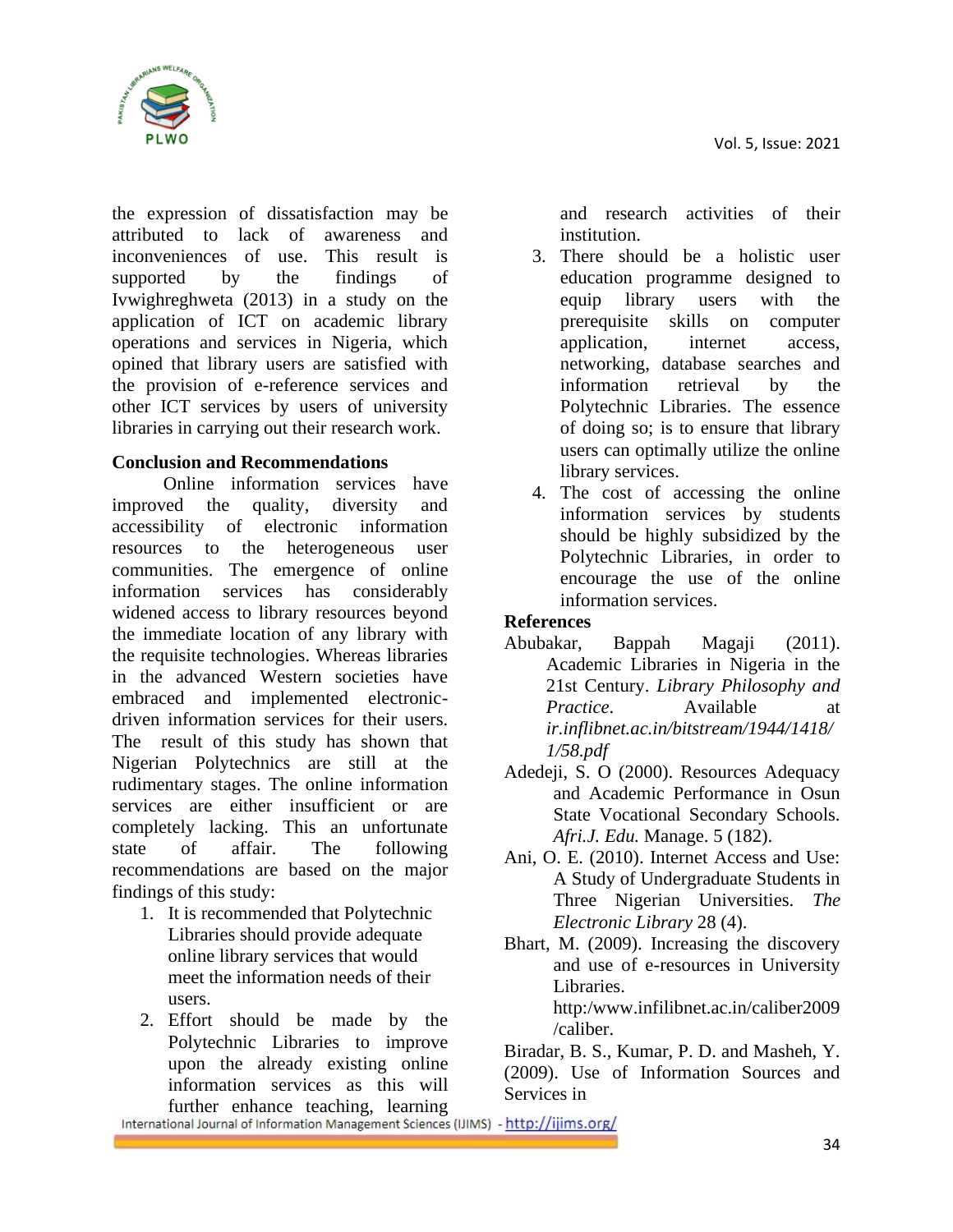the expression of dissatisfaction may be attributed to lack of awareness and inconveniences of use. This result is supported by the findings of Ivwighreghweta (2013) in a study on the application of ICT on academic library operations and services in Nigeria, which opined that library users are satisfied with the provision of e-reference services and other ICT services by users of university libraries in carrying out their research work.

## Conclusion and Recommendations

Online information services have improved the quality, diversity and accessibility of electronic information resources to the heterogeneous user communities. The emergence of online information services has considerably widened access to library resources beyond the immediate location of any library with the requisite technologies. Whereas libraries in the advanced Western societies have embraced and implemented electronic-driven information services for their users. The result of this study has shown that Nigerian Polytechnics are still at the rudimentary stages. The online information services are either insufficient or are completely lacking. This an unfortunate state of affair. The following recommendations are based on the major findings of this study:

1. It is recommended that Polytechnic Libraries should provide adequate online library services that would meet the information needs of their users.
2. Effort should be made by the Polytechnic Libraries to improve upon the already existing online information services as this will further enhance teaching, learning and research activities of their institution.
3. There should be a holistic user education programme designed to equip library users with the prerequisite skills on computer application, internet access, networking, database searches and information retrieval by the Polytechnic Libraries. The essence of doing so; is to ensure that library users can optimally utilize the online library services.
4. The cost of accessing the online information services by students should be highly subsidized by the Polytechnic Libraries, in order to encourage the use of the online information services.

## References

Abubakar, Bappah Magaji (2011). Academic Libraries in Nigeria in the 21st Century. *Library Philosophy and Practice*. Available at *ir.inflibnet.ac.in/bitstream/1944/1418/1/58.pdf*

Adedeji, S. O (2000). Resources Adequacy and Academic Performance in Osun State Vocational Secondary Schools. *Afri.J. Edu.* Manage. 5 (182).

Ani, O. E. (2010). Internet Access and Use: A Study of Undergraduate Students in Three Nigerian Universities. *The Electronic Library* 28 (4).

Bhart, M. (2009). Increasing the discovery and use of e-resources in University Libraries. http:/www.infilibnet.ac.in/caliber2009/caliber.

Biradar, B. S., Kumar, P. D. and Masheh, Y. (2009). Use of Information Sources and Services in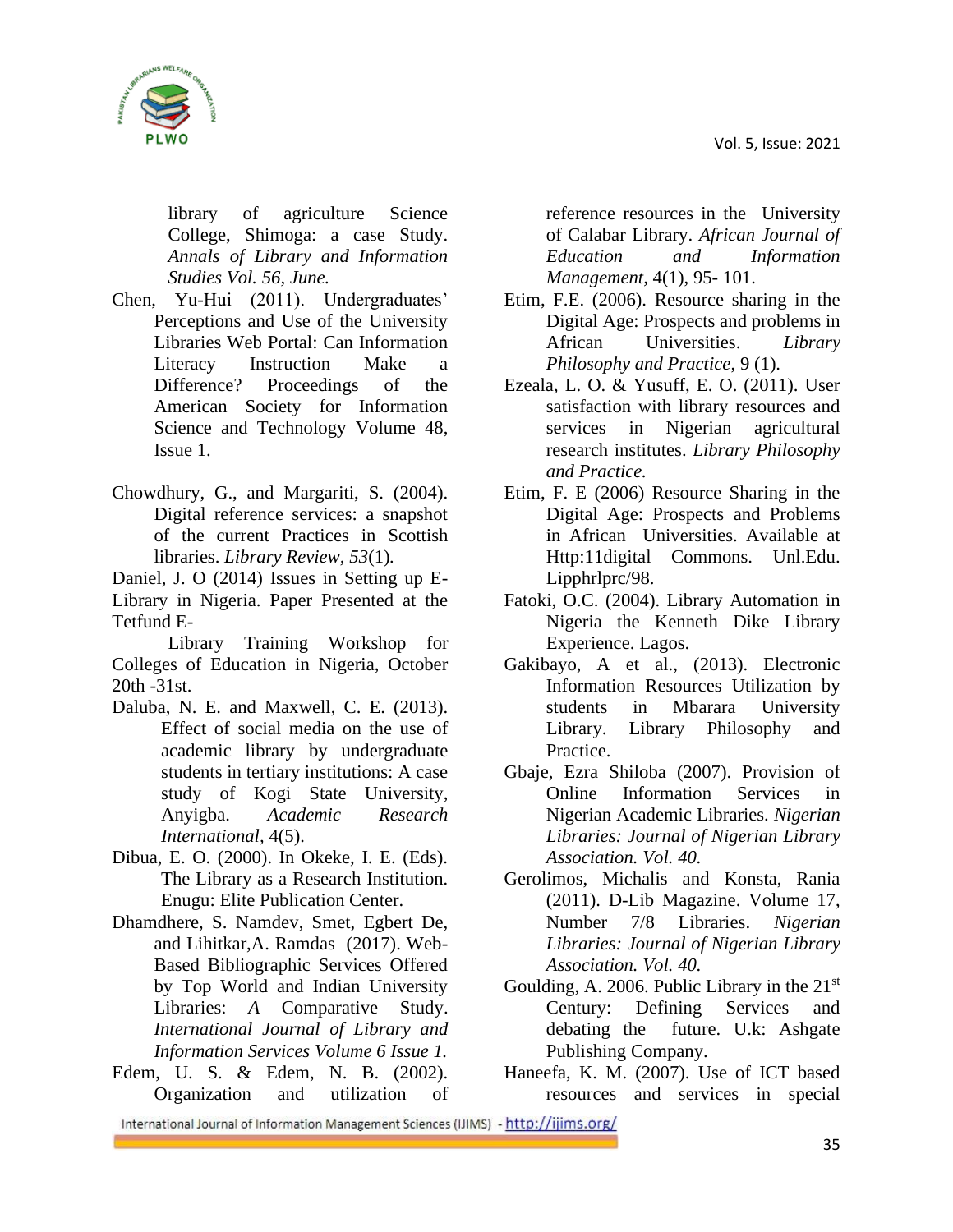library of agriculture Science College, Shimoga: a case Study. *Annals of Library and Information Studies Vol. 56, June.*

Chen, Yu-Hui (2011). Undergraduates' Perceptions and Use of the University Libraries Web Portal: Can Information Literacy Instruction Make a Difference? Proceedings of the American Society for Information Science and Technology Volume 48, Issue 1.

Chowdhury, G., and Margariti, S. (2004). Digital reference services: a snapshot of the current Practices in Scottish libraries. *Library Review, 53*(1).

Daniel, J. O (2014) Issues in Setting up E-Library in Nigeria. Paper Presented at the Tetfund E-Library Training Workshop for Colleges of Education in Nigeria, October 20th -31st.

Daluba, N. E. and Maxwell, C. E. (2013). Effect of social media on the use of academic library by undergraduate students in tertiary institutions: A case study of Kogi State University, Anyigba. *Academic Research International*, 4(5).

Dibua, E. O. (2000). In Okeke, I. E. (Eds). The Library as a Research Institution. Enugu: Elite Publication Center.

Dhamdhere, S. Namdev, Smet, Egbert De, and Lihitkar,A. Ramdas (2017). Web-Based Bibliographic Services Offered by Top World and Indian University Libraries: *A* Comparative Study. *International Journal of Library and Information Services Volume 6 Issue 1.*

Edem, U. S. & Edem, N. B. (2002). Organization and utilization of reference resources in the University of Calabar Library. *African Journal of Education and Information Management*, 4(1), 95- 101.

Etim, F.E. (2006). Resource sharing in the Digital Age: Prospects and problems in African Universities. *Library Philosophy and Practice*, 9 (1).

Ezeala, L. O. & Yusuff, E. O. (2011). User satisfaction with library resources and services in Nigerian agricultural research institutes. *Library Philosophy and Practice.*

Etim, F. E (2006) Resource Sharing in the Digital Age: Prospects and Problems in African Universities. Available at Http:11digital Commons. Unl.Edu. Lipphrlprc/98.

Fatoki, O.C. (2004). Library Automation in Nigeria the Kenneth Dike Library Experience. Lagos.

Gakibayo, A et al., (2013). Electronic Information Resources Utilization by students in Mbarara University Library. Library Philosophy and Practice.

Gbaje, Ezra Shiloba (2007). Provision of Online Information Services in Nigerian Academic Libraries. *Nigerian Libraries: Journal of Nigerian Library Association. Vol. 40.*

Gerolimos, Michalis and Konsta, Rania (2011). D-Lib Magazine. Volume 17, Number 7/8 Libraries. *Nigerian Libraries: Journal of Nigerian Library Association. Vol. 40.*

Goulding, A. 2006. Public Library in the 21st Century: Defining Services and debating the future. U.k: Ashgate Publishing Company.

Haneefa, K. M. (2007). Use of ICT based resources and services in special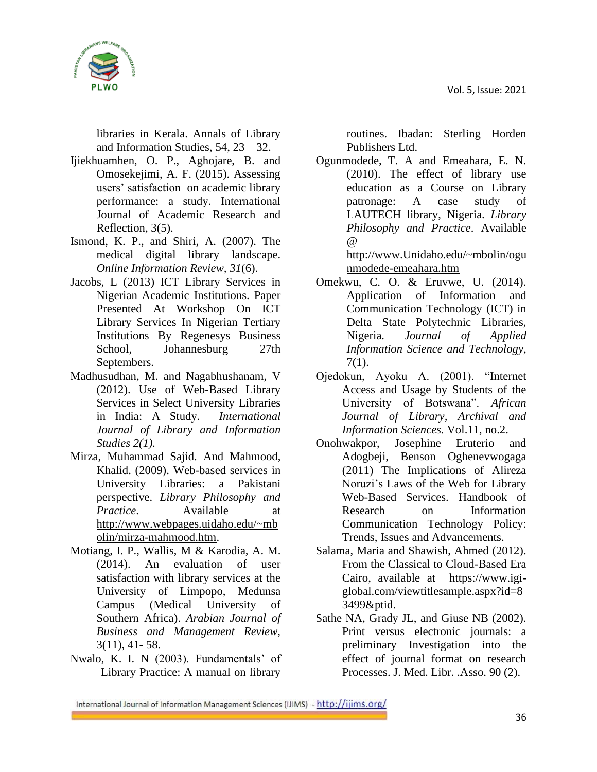libraries in Kerala. Annals of Library and Information Studies, 54, 23 – 32.

Ijiekhuamhen, O. P., Aghojare, B. and Omosekejimi, A. F. (2015). Assessing users' satisfaction on academic library performance: a study. International Journal of Academic Research and Reflection, 3(5).

Ismond, K. P., and Shiri, A. (2007). The medical digital library landscape. *Online Information Review, 31*(6).

Jacobs, L (2013) ICT Library Services in Nigerian Academic Institutions. Paper Presented At Workshop On ICT Library Services In Nigerian Tertiary Institutions By Regenesys Business School, Johannesburg 27th Septembers.

Madhusudhan, M. and Nagabhushanam, V (2012). Use of Web-Based Library Services in Select University Libraries in India: A Study. *International Journal of Library and Information Studies 2(1).*

Mirza, Muhammad Sajid. And Mahmood, Khalid. (2009). Web-based services in University Libraries: a Pakistani perspective. *Library Philosophy and Practice*. Available at http://www.webpages.uidaho.edu/~mbolin/mirza-mahmood.htm.

Motiang, I. P., Wallis, M & Karodia, A. M. (2014). An evaluation of user satisfaction with library services at the University of Limpopo, Medunsa Campus (Medical University of Southern Africa). *Arabian Journal of Business and Management Review*, 3(11), 41- 58.

Nwalo, K. I. N (2003). Fundamentals' of Library Practice: A manual on library routines. Ibadan: Sterling Horden Publishers Ltd.

Ogunmodede, T. A and Emeahara, E. N. (2010). The effect of library use education as a Course on Library patronage: A case study of LAUTECH library, Nigeria. *Library Philosophy and Practice*. Available @ http://www.Unidaho.edu/~mbolin/ogunmodede-emeahara.htm

Omekwu, C. O. & Eruvwe, U. (2014). Application of Information and Communication Technology (ICT) in Delta State Polytechnic Libraries, Nigeria. *Journal of Applied Information Science and Technology*, 7(1).

Ojedokun, Ayoku A. (2001). "Internet Access and Usage by Students of the University of Botswana". *African Journal of Library, Archival and Information Sciences.* Vol.11, no.2.

Onohwakpor, Josephine Eruterio and Adogbeji, Benson Oghenevwogaga (2011) The Implications of Alireza Noruzi's Laws of the Web for Library Web-Based Services. Handbook of Research on Information Communication Technology Policy: Trends, Issues and Advancements.

Salama, Maria and Shawish, Ahmed (2012). From the Classical to Cloud-Based Era Cairo, available at https://www.igi-global.com/viewtitlesample.aspx?id=83499&ptid.

Sathe NA, Grady JL, and Giuse NB (2002). Print versus electronic journals: a preliminary Investigation into the effect of journal format on research Processes. J. Med. Libr. .Asso. 90 (2).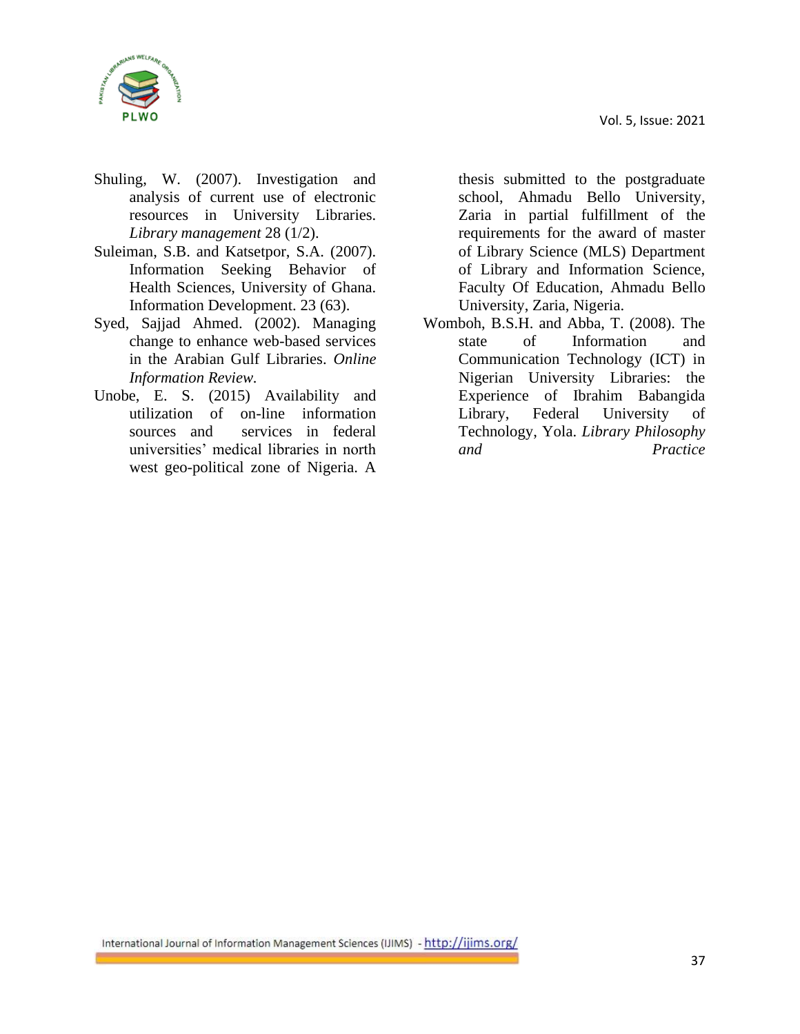Shuling, W. (2007). Investigation and analysis of current use of electronic resources in University Libraries. *Library management* 28 (1/2).

Suleiman, S.B. and Katsetpor, S.A. (2007). Information Seeking Behavior of Health Sciences, University of Ghana. Information Development. 23 (63).

Syed, Sajjad Ahmed. (2002). Managing change to enhance web-based services in the Arabian Gulf Libraries. *Online Information Review.*

Unobe, E. S. (2015) Availability and utilization of on-line information sources and services in federal universities' medical libraries in north west geo-political zone of Nigeria. A thesis submitted to the postgraduate school, Ahmadu Bello University, Zaria in partial fulfillment of the requirements for the award of master of Library Science (MLS) Department of Library and Information Science, Faculty Of Education, Ahmadu Bello University, Zaria, Nigeria.

Womboh, B.S.H. and Abba, T. (2008). The state of Information and Communication Technology (ICT) in Nigerian University Libraries: the Experience of Ibrahim Babangida Library, Federal University of Technology, Yola. *Library Philosophy and Practice*